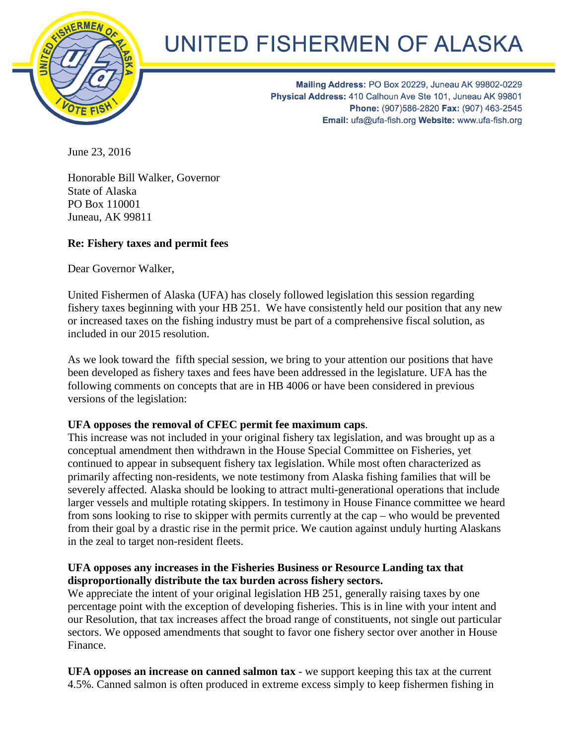# UNITED FISHERMEN OF ALASKA

**Mailing Address:** PO Box 20229, Juneau AK 99802-0229
**Physical Address:** 410 Calhoun Ave Ste 101, Juneau AK 99801
**Phone:** (907)586-2820 **Fax:** (907) 463-2545
**Email:** ufa@ufa-fish.org **Website:** www.ufa-fish.org

June 23, 2016

Honorable Bill Walker, Governor
State of Alaska
PO Box 110001
Juneau, AK 99811

**Re: Fishery taxes and permit fees**

Dear Governor Walker,

United Fishermen of Alaska (UFA) has closely followed legislation this session regarding fishery taxes beginning with your HB 251. We have consistently held our position that any new or increased taxes on the fishing industry must be part of a comprehensive fiscal solution, as included in our 2015 resolution.

As we look toward the fifth special session, we bring to your attention our positions that have been developed as fishery taxes and fees have been addressed in the legislature. UFA has the following comments on concepts that are in HB 4006 or have been considered in previous versions of the legislation:

**UFA opposes the removal of CFEC permit fee maximum caps**.
This increase was not included in your original fishery tax legislation, and was brought up as a conceptual amendment then withdrawn in the House Special Committee on Fisheries, yet continued to appear in subsequent fishery tax legislation. While most often characterized as primarily affecting non-residents, we note testimony from Alaska fishing families that will be severely affected. Alaska should be looking to attract multi-generational operations that include larger vessels and multiple rotating skippers. In testimony in House Finance committee we heard from sons looking to rise to skipper with permits currently at the cap – who would be prevented from their goal by a drastic rise in the permit price. We caution against unduly hurting Alaskans in the zeal to target non-resident fleets.

**UFA opposes any increases in the Fisheries Business or Resource Landing tax that disproportionally distribute the tax burden across fishery sectors.**
We appreciate the intent of your original legislation HB 251, generally raising taxes by one percentage point with the exception of developing fisheries. This is in line with your intent and our Resolution, that tax increases affect the broad range of constituents, not single out particular sectors. We opposed amendments that sought to favor one fishery sector over another in House Finance.

**UFA opposes an increase on canned salmon tax** - we support keeping this tax at the current 4.5%. Canned salmon is often produced in extreme excess simply to keep fishermen fishing in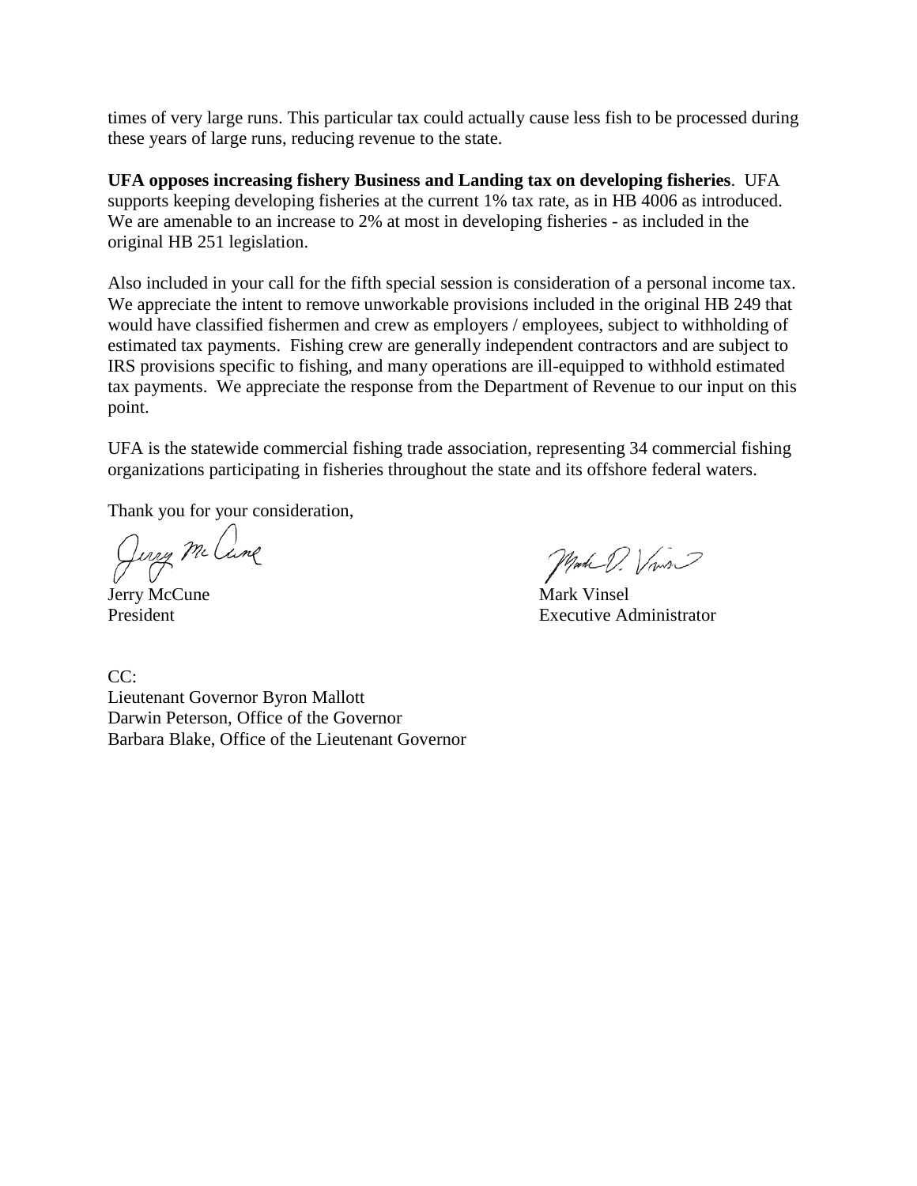times of very large runs. This particular tax could actually cause less fish to be processed during these years of large runs, reducing revenue to the state.

**UFA opposes increasing fishery Business and Landing tax on developing fisheries**. UFA supports keeping developing fisheries at the current 1% tax rate, as in HB 4006 as introduced. We are amenable to an increase to 2% at most in developing fisheries - as included in the original HB 251 legislation.

Also included in your call for the fifth special session is consideration of a personal income tax. We appreciate the intent to remove unworkable provisions included in the original HB 249 that would have classified fishermen and crew as employers / employees, subject to withholding of estimated tax payments. Fishing crew are generally independent contractors and are subject to IRS provisions specific to fishing, and many operations are ill-equipped to withhold estimated tax payments. We appreciate the response from the Department of Revenue to our input on this point.

UFA is the statewide commercial fishing trade association, representing 34 commercial fishing organizations participating in fisheries throughout the state and its offshore federal waters.

Thank you for your consideration,

Jerry McCune
President

Mark Vinsel
Executive Administrator

CC:
Lieutenant Governor Byron Mallott
Darwin Peterson, Office of the Governor
Barbara Blake, Office of the Lieutenant Governor